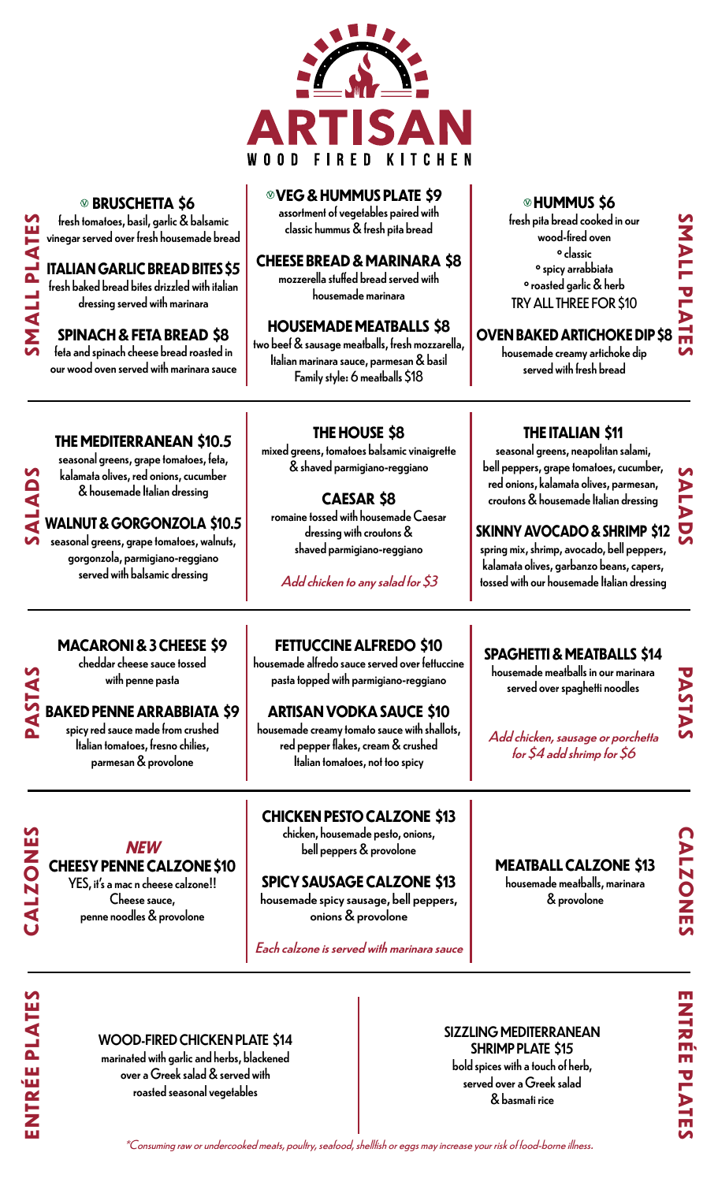# ARTISAN

WOOD FIRED KITCHEN

## SMALL PLATES

**BRUSCHETTA $6**
fresh tomatoes, basil, garlic & balsamic vinegar served over fresh housemade bread

**ITALIAN GARLIC BREAD BITES $5**
fresh baked bread bites drizzled with italian dressing served with marinara

**SPINACH & FETA BREAD $8**
feta and spinach cheese bread roasted in our wood oven served with marinara sauce

**VEG & HUMMUS PLATE $9**
assortment of vegetables paired with classic hummus & fresh pita bread

**CHEESE BREAD & MARINARA $8**
mozzerella stuffed bread served with housemade marinara

**HOUSEMADE MEATBALLS $8**
two beef & sausage meatballs, fresh mozzarella, Italian marinara sauce, parmesan & basil
Family style: 6 meatballs $18

**HUMMUS $6**
fresh pita bread cooked in our wood-fired oven
- classic
- spicy arrabbiata
- roasted garlic & herb

TRY ALL THREE FOR $10

**OVEN BAKED ARTICHOKE DIP $8**
housemade creamy artichoke dip served with fresh bread

## SALADS

**THE MEDITERRANEAN $10.5**
seasonal greens, grape tomatoes, feta, kalamata olives, red onions, cucumber & housemade Italian dressing

**WALNUT & GORGONZOLA $10.5**
seasonal greens, grape tomatoes, walnuts, gorgonzola, parmigiano-reggiano served with balsamic dressing

**THE HOUSE $8**
mixed greens, tomatoes balsamic vinaigrette & shaved parmigiano-reggiano

**CAESAR $8**
romaine tossed with housemade Caesar dressing with croutons & shaved parmigiano-reggiano

*Add chicken to any salad for $3*

**THE ITALIAN $11**
seasonal greens, neapolitan salami, bell peppers, grape tomatoes, cucumber, red onions, kalamata olives, parmesan, croutons & housemade Italian dressing

**SKINNY AVOCADO & SHRIMP $12**
spring mix, shrimp, avocado, bell peppers, kalamata olives, garbanzo beans, capers, tossed with our housemade Italian dressing

## PASTAS

**MACARONI & 3 CHEESE $9**
cheddar cheese sauce tossed with penne pasta

**BAKED PENNE ARRABBIATA $9**
spicy red sauce made from crushed Italian tomatoes, fresno chilies, parmesan & provolone

**FETTUCCINE ALFREDO $10**
housemade alfredo sauce served over fettuccine pasta topped with parmigiano-reggiano

**ARTISAN VODKA SAUCE $10**
housemade creamy tomato sauce with shallots, red pepper flakes, cream & crushed Italian tomatoes, not too spicy

**SPAGHETTI & MEATBALLS $14**
housemade meatballs in our marinara served over spaghetti noodles

*Add chicken, sausage or porchetta for $4 add shrimp for $6*

## CALZONES

***NEW***
**CHEESY PENNE CALZONE $10**
YES, it's a mac n cheese calzone!!
Cheese sauce, penne noodles & provolone

**CHICKEN PESTO CALZONE $13**
chicken, housemade pesto, onions, bell peppers & provolone

**SPICY SAUSAGE CALZONE $13**
housemade spicy sausage, bell peppers, onions & provolone

*Each calzone is served with marinara sauce*

**MEATBALL CALZONE $13**
housemade meatballs, marinara & provolone

## ENTRÉE PLATES

**WOOD-FIRED CHICKEN PLATE $14**
marinated with garlic and herbs, blackened over a Greek salad & served with roasted seasonal vegetables

**SIZZLING MEDITERRANEAN SHRIMP PLATE $15**
bold spices with a touch of herb, served over a Greek salad & basmati rice

*\*Consuming raw or undercooked meats, poultry, seafood, shellfish or eggs may increase your risk of food-borne illness.*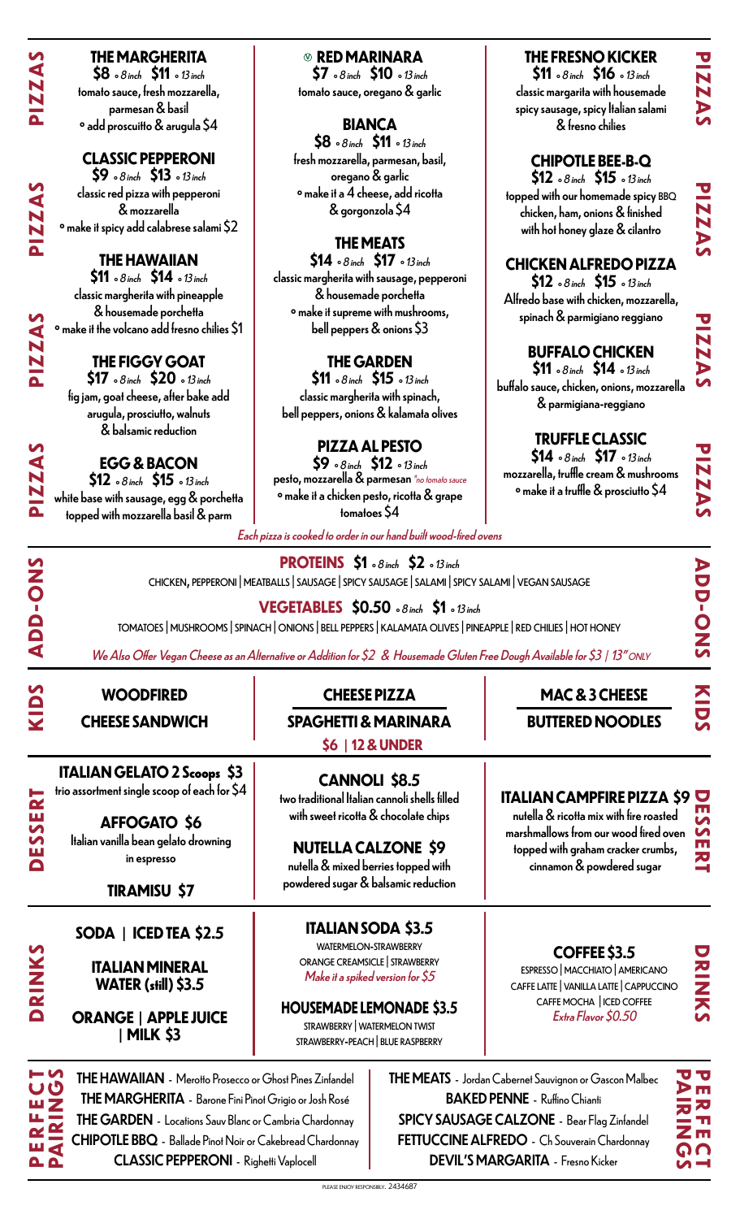## PIZZAS

### THE MARGHERITA
**$8** • *8 inch* **$11** • *13 inch*
tomato sauce, fresh mozzarella, parmesan & basil
• add proscuitto & arugula $4

### CLASSIC PEPPERONI
**$9** • *8 inch* **$13** • *13 inch*
classic red pizza with pepperoni & mozzarella
• make it spicy add calabrese salami $2

### THE HAWAIIAN
**$11** • *8 inch* **$14** • *13 inch*
classic margherita with pineapple & housemade porchetta
• make it the volcano add fresno chilies $1

### THE FIGGY GOAT
**$17** • *8 inch* **$20** • *13 inch*
fig jam, goat cheese, after bake add arugula, prosciutto, walnuts & balsamic reduction

### EGG & BACON
**$12** • *8 inch* **$15** • *13 inch*
white base with sausage, egg & porchetta topped with mozzarella basil & parm

### Ⓥ RED MARINARA
**$7** • *8 inch* **$10** • *13 inch*
tomato sauce, oregano & garlic

### BIANCA
**$8** • *8 inch* **$11** • *13 inch*
fresh mozzarella, parmesan, basil, oregano & garlic
• make it a 4 cheese, add ricotta & gorgonzola $4

### THE MEATS
**$14** • *8 inch* **$17** • *13 inch*
classic margherita with sausage, pepperoni & housemade porchetta
• make it supreme with mushrooms, bell peppers & onions $3

### THE GARDEN
**$11** • *8 inch* **$15** • *13 inch*
classic margherita with spinach, bell peppers, onions & kalamata olives

### PIZZA AL PESTO
**$9** • *8 inch* **$12** • *13 inch*
pesto, mozzarella & parmesan *no tomato sauce
• make it a chicken pesto, ricotta & grape tomatoes $4

### THE FRESNO KICKER
**$11** • *8 inch* **$16** • *13 inch*
classic margarita with housemade spicy sausage, spicy Italian salami & fresno chilies

### CHIPOTLE BEE-B-Q
**$12** • *8 inch* **$15** • *13 inch*
topped with our homemade spicy BBQ chicken, ham, onions & finished with hot honey glaze & cilantro

### CHICKEN ALFREDO PIZZA
**$12** • *8 inch* **$15** • *13 inch*
Alfredo base with chicken, mozzarella, spinach & parmigiano reggiano

### BUFFALO CHICKEN
**$11** • *8 inch* **$14** • *13 inch*
buffalo sauce, chicken, onions, mozzarella & parmigiana-reggiano

### TRUFFLE CLASSIC
**$14** • *8 inch* **$17** • *13 inch*
mozzarella, truffle cream & mushrooms
• make it a truffle & prosciutto $4

*Each pizza is cooked to order in our hand built wood-fired ovens*

## ADD-ONS

**PROTEINS $1** • *8 inch* **$2** • *13 inch*
CHICKEN, PEPPERONI | MEATBALLS | SAUSAGE | SPICY SAUSAGE | SALAMI | SPICY SALAMI | VEGAN SAUSAGE

**VEGETABLES $0.50** • *8 inch* **$1** • *13 inch*
TOMATOES | MUSHROOMS | SPINACH | ONIONS | BELL PEPPERS | KALAMATA OLIVES | PINEAPPLE | RED CHILIES | HOT HONEY

*We Also Offer Vegan Cheese as an Alternative or Addition for $2 & Housemade Gluten Free Dough Available for $3 | 13" ONLY*

## KIDS

- WOODFIRED CHEESE SANDWICH
- CHEESE PIZZA
- SPAGHETTI & MARINARA
- MAC & 3 CHEESE
- BUTTERED NOODLES

**$6 | 12 & UNDER**

## DESSERT

**ITALIAN GELATO 2 Scoops $3**
trio assortment single scoop of each for $4

**AFFOGATO $6**
Italian vanilla bean gelato drowning in espresso

**TIRAMISU $7**

**CANNOLI $8.5**
two traditional Italian cannoli shells filled with sweet ricotta & chocolate chips

**NUTELLA CALZONE $9**
nutella & mixed berries topped with powdered sugar & balsamic reduction

**ITALIAN CAMPFIRE PIZZA $9**
nutella & ricotta mix with fire roasted marshmallows from our wood fired oven topped with graham cracker crumbs, cinnamon & powdered sugar

## DRINKS

**SODA | ICED TEA $2.5**

**ITALIAN MINERAL WATER (still) $3.5**

**ORANGE | APPLE JUICE | MILK $3**

**ITALIAN SODA $3.5**
WATERMELON-STRAWBERRY
ORANGE CREAMSICLE | STRAWBERRY
*Make it a spiked version for $5*

**HOUSEMADE LEMONADE $3.5**
STRAWBERRY | WATERMELON TWIST
STRAWBERRY-PEACH | BLUE RASPBERRY

**COFFEE $3.5**
ESPRESSO | MACCHIATO | AMERICANO
CAFFE LATTE | VANILLA LATTE | CAPPUCCINO
CAFFE MOCHA | ICED COFFEE
*Extra Flavor $0.50*

## PERFECT PAIRINGS

- **THE HAWAIIAN** - Merotto Prosecco or Ghost Pines Zinfandel
- **THE MARGHERITA** - Barone Fini Pinot Grigio or Josh Rosé
- **THE GARDEN** - Locations Sauv Blanc or Cambria Chardonnay
- **CHIPOTLE BBQ** - Ballade Pinot Noir or Cakebread Chardonnay
- **CLASSIC PEPPERONI** - Righetti Vaplocell
- **THE MEATS** - Jordan Cabernet Sauvignon or Gascon Malbec
- **BAKED PENNE** - Ruffino Chianti
- **SPICY SAUSAGE CALZONE** - Bear Flag Zinfandel
- **FETTUCCINE ALFREDO** - Ch Souverain Chardonnay
- **DEVIL'S MARGARITA** - Fresno Kicker

PLEASE ENJOY RESPONSIBLY. 2434687